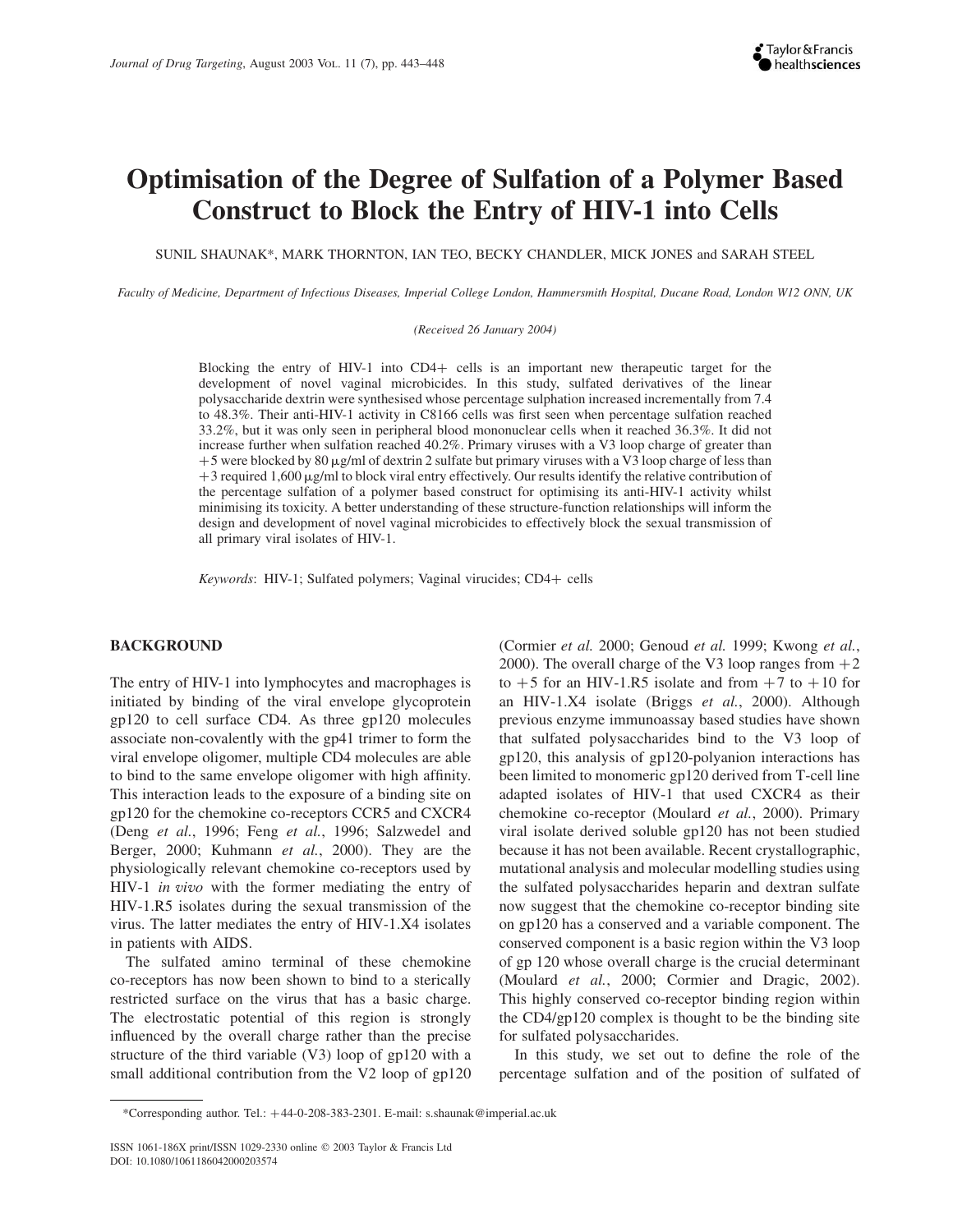# Optimisation of the Degree of Sulfation of a Polymer Based Construct to Block the Entry of HIV-1 into Cells

SUNIL SHAUNAK*, MARK THORNTON, IAN TEO, BECKY CHANDLER, MICK JONES and SARAH STEEL

*Faculty of Medicine, Department of Infectious Diseases, Imperial College London, Hammersmith Hospital, Ducane Road, London W12 ONN, UK*

*(Received 26 January 2004)*

Blocking the entry of HIV-1 into CD4+ cells is an important new therapeutic target for the development of novel vaginal microbicides. In this study, sulfated derivatives of the linear polysaccharide dextrin were synthesised whose percentage sulphation increased incrementally from 7.4 to 48.3%. Their anti-HIV-1 activity in C8166 cells was first seen when percentage sulfation reached 33.2%, but it was only seen in peripheral blood mononuclear cells when it reached 36.3%. It did not increase further when sulfation reached 40.2%. Primary viruses with a V3 loop charge of greater than +5 were blocked by 80 μg/ml of dextrin 2 sulfate but primary viruses with a V3 loop charge of less than +3 required 1,600 μg/ml to block viral entry effectively. Our results identify the relative contribution of the percentage sulfation of a polymer based construct for optimising its anti-HIV-1 activity whilst minimising its toxicity. A better understanding of these structure-function relationships will inform the design and development of novel vaginal microbicides to effectively block the sexual transmission of all primary viral isolates of HIV-1.

*Keywords*: HIV-1; Sulfated polymers; Vaginal virucides; CD4+ cells

## BACKGROUND

The entry of HIV-1 into lymphocytes and macrophages is initiated by binding of the viral envelope glycoprotein gp120 to cell surface CD4. As three gp120 molecules associate non-covalently with the gp41 trimer to form the viral envelope oligomer, multiple CD4 molecules are able to bind to the same envelope oligomer with high affinity. This interaction leads to the exposure of a binding site on gp120 for the chemokine co-receptors CCR5 and CXCR4 (Deng *et al.*, 1996; Feng *et al.*, 1996; Salzwedel and Berger, 2000; Kuhmann *et al.*, 2000). They are the physiologically relevant chemokine co-receptors used by HIV-1 *in vivo* with the former mediating the entry of HIV-1.R5 isolates during the sexual transmission of the virus. The latter mediates the entry of HIV-1.X4 isolates in patients with AIDS.

The sulfated amino terminal of these chemokine co-receptors has now been shown to bind to a sterically restricted surface on the virus that has a basic charge. The electrostatic potential of this region is strongly influenced by the overall charge rather than the precise structure of the third variable (V3) loop of gp120 with a small additional contribution from the V2 loop of gp120 (Cormier *et al.* 2000; Genoud *et al.* 1999; Kwong *et al.*, 2000). The overall charge of the V3 loop ranges from +2 to +5 for an HIV-1.R5 isolate and from +7 to +10 for an HIV-1.X4 isolate (Briggs *et al.*, 2000). Although previous enzyme immunoassay based studies have shown that sulfated polysaccharides bind to the V3 loop of gp120, this analysis of gp120-polyanion interactions has been limited to monomeric gp120 derived from T-cell line adapted isolates of HIV-1 that used CXCR4 as their chemokine co-receptor (Moulard *et al.*, 2000). Primary viral isolate derived soluble gp120 has not been studied because it has not been available. Recent crystallographic, mutational analysis and molecular modelling studies using the sulfated polysaccharides heparin and dextran sulfate now suggest that the chemokine co-receptor binding site on gp120 has a conserved and a variable component. The conserved component is a basic region within the V3 loop of gp 120 whose overall charge is the crucial determinant (Moulard *et al.*, 2000; Cormier and Dragic, 2002). This highly conserved co-receptor binding region within the CD4/gp120 complex is thought to be the binding site for sulfated polysaccharides.

In this study, we set out to define the role of the percentage sulfation and of the position of sulfated of

*Corresponding author. Tel.: +44-0-208-383-2301. E-mail: s.shaunak@imperial.ac.uk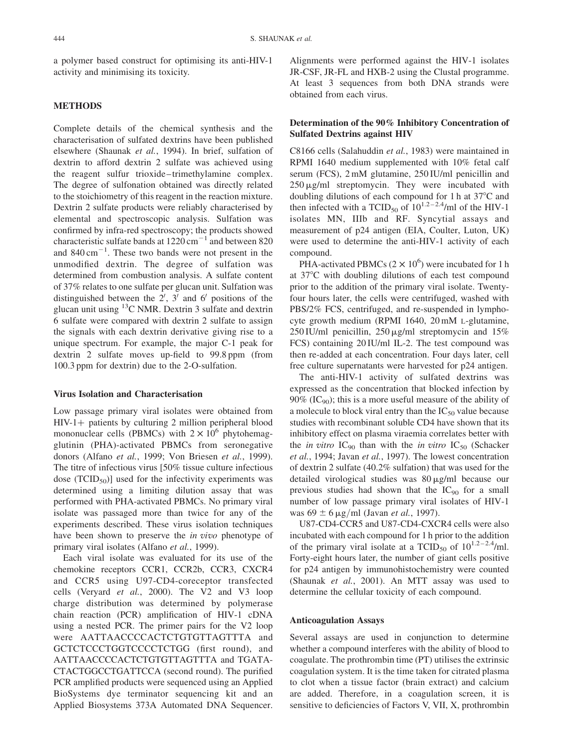a polymer based construct for optimising its anti-HIV-1 activity and minimising its toxicity.

## METHODS

Complete details of the chemical synthesis and the characterisation of sulfated dextrins have been published elsewhere (Shaunak *et al.*, 1994). In brief, sulfation of dextrin to afford dextrin 2 sulfate was achieved using the reagent sulfur trioxide–trimethylamine complex. The degree of sulfonation obtained was directly related to the stoichiometry of this reagent in the reaction mixture. Dextrin 2 sulfate products were reliably characterised by elemental and spectroscopic analysis. Sulfation was confirmed by infra-red spectroscopy; the products showed characteristic sulfate bands at 1220 $cm^{-1}$ and between 820 and 840 $cm^{-1}$. These two bands were not present in the unmodified dextrin. The degree of sulfation was determined from combustion analysis. A sulfate content of 37% relates to one sulfate per glucan unit. Sulfation was distinguished between the 2′, 3′ and 6′ positions of the glucan unit using $^{13}C$ NMR. Dextrin 3 sulfate and dextrin 6 sulfate were compared with dextrin 2 sulfate to assign the signals with each dextrin derivative giving rise to a unique spectrum. For example, the major C-1 peak for dextrin 2 sulfate moves up-field to 99.8 ppm (from 100.3 ppm for dextrin) due to the 2-O-sulfation.

### Virus Isolation and Characterisation

Low passage primary viral isolates were obtained from HIV-1+ patients by culturing 2 million peripheral blood mononuclear cells (PBMCs) with $2 \times 10^6$ phytohemagglutinin (PHA)-activated PBMCs from seronegative donors (Alfano *et al.*, 1999; Von Briesen *et al.*, 1999). The titre of infectious virus [50% tissue culture infectious dose ($TCID_{50}$)] used for the infectivity experiments was determined using a limiting dilution assay that was performed with PHA-activated PBMCs. No primary viral isolate was passaged more than twice for any of the experiments described. These virus isolation techniques have been shown to preserve the *in vivo* phenotype of primary viral isolates (Alfano *et al.*, 1999).

Each viral isolate was evaluated for its use of the chemokine receptors CCR1, CCR2b, CCR3, CXCR4 and CCR5 using U97-CD4-coreceptor transfected cells (Veryard *et al.*, 2000). The V2 and V3 loop charge distribution was determined by polymerase chain reaction (PCR) amplification of HIV-1 cDNA using a nested PCR. The primer pairs for the V2 loop were AATTAACCCCACTCTGTGTTAGTTTA and GCTCTCCCTGGTCCCCTCTGG (first round), and AATTAACCCCACTCTGTGTTAGTTTA and TGATACTACTGGCCTGATTCCA (second round). The purified PCR amplified products were sequenced using an Applied BioSystems dye terminator sequencing kit and an Applied Biosystems 373A Automated DNA Sequencer. Alignments were performed against the HIV-1 isolates JR-CSF, JR-FL and HXB-2 using the Clustal programme. At least 3 sequences from both DNA strands were obtained from each virus.

### Determination of the 90% Inhibitory Concentration of Sulfated Dextrins against HIV

C8166 cells (Salahuddin *et al.*, 1983) were maintained in RPMI 1640 medium supplemented with 10% fetal calf serum (FCS), 2 mM glutamine, 250 IU/ml penicillin and 250 μg/ml streptomycin. They were incubated with doubling dilutions of each compound for 1 h at 37°C and then infected with a $TCID_{50}$ of $10^{1.2-2.4}$/ml of the HIV-1 isolates MN, IIIb and RF. Syncytial assays and measurement of p24 antigen (EIA, Coulter, Luton, UK) were used to determine the anti-HIV-1 activity of each compound.

PHA-activated PBMCs ($2 \times 10^6$) were incubated for 1 h at 37°C with doubling dilutions of each test compound prior to the addition of the primary viral isolate. Twenty-four hours later, the cells were centrifuged, washed with PBS/2% FCS, centrifuged, and re-suspended in lymphocyte growth medium (RPMI 1640, 20 mM L-glutamine, 250 IU/ml penicillin, 250 μg/ml streptomycin and 15% FCS) containing 20 IU/ml IL-2. The test compound was then re-added at each concentration. Four days later, cell free culture supernatants were harvested for p24 antigen.

The anti-HIV-1 activity of sulfated dextrins was expressed as the concentration that blocked infection by 90% ($IC_{90}$); this is a more useful measure of the ability of a molecule to block viral entry than the $IC_{50}$ value because studies with recombinant soluble CD4 have shown that its inhibitory effect on plasma viraemia correlates better with the *in vitro* $IC_{90}$ than with the *in vitro* $IC_{50}$ (Schacker *et al.*, 1994; Javan *et al.*, 1997). The lowest concentration of dextrin 2 sulfate (40.2% sulfation) that was used for the detailed virological studies was 80 μg/ml because our previous studies had shown that the $IC_{90}$ for a small number of low passage primary viral isolates of HIV-1 was $69 \pm 6$ μg/ml (Javan *et al.*, 1997).

U87-CD4-CCR5 and U87-CD4-CXCR4 cells were also incubated with each compound for 1 h prior to the addition of the primary viral isolate at a $TCID_{50}$ of $10^{1.2-2.4}$/ml. Forty-eight hours later, the number of giant cells positive for p24 antigen by immunohistochemistry were counted (Shaunak *et al.*, 2001). An MTT assay was used to determine the cellular toxicity of each compound.

### Anticoagulation Assays

Several assays are used in conjunction to determine whether a compound interferes with the ability of blood to coagulate. The prothrombin time (PT) utilises the extrinsic coagulation system. It is the time taken for citrated plasma to clot when a tissue factor (brain extract) and calcium are added. Therefore, in a coagulation screen, it is sensitive to deficiencies of Factors V, VII, X, prothrombin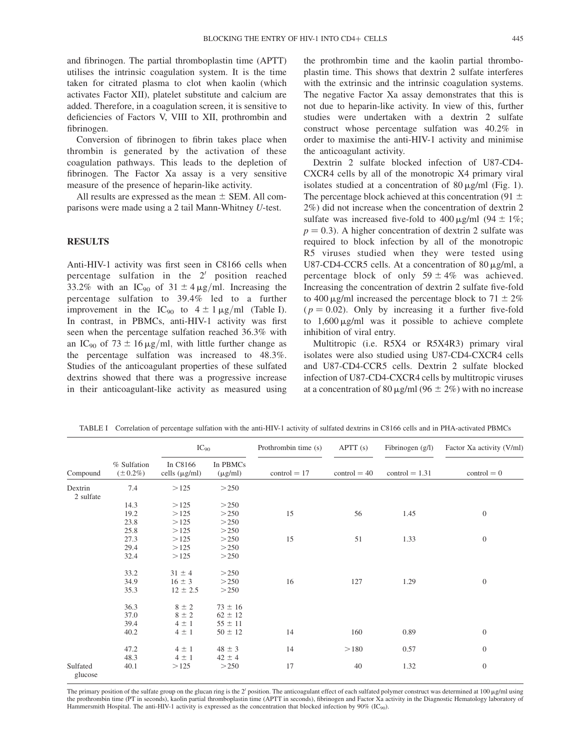and fibrinogen. The partial thromboplastin time (APTT) utilises the intrinsic coagulation system. It is the time taken for citrated plasma to clot when kaolin (which activates Factor XII), platelet substitute and calcium are added. Therefore, in a coagulation screen, it is sensitive to deficiencies of Factors V, VIII to XII, prothrombin and fibrinogen.

Conversion of fibrinogen to fibrin takes place when thrombin is generated by the activation of these coagulation pathways. This leads to the depletion of fibrinogen. The Factor Xa assay is a very sensitive measure of the presence of heparin-like activity.

All results are expressed as the mean ± SEM. All comparisons were made using a 2 tail Mann-Whitney *U*-test.

## RESULTS

Anti-HIV-1 activity was first seen in C8166 cells when percentage sulfation in the 2′ position reached 33.2% with an $IC_{90}$ of $31 \pm 4\,\mu g/ml$. Increasing the percentage sulfation to 39.4% led to a further improvement in the $IC_{90}$ to $4 \pm 1\,\mu g/ml$ (Table I). In contrast, in PBMCs, anti-HIV-1 activity was first seen when the percentage sulfation reached 36.3% with an $IC_{90}$ of $73 \pm 16\,\mu g/ml$, with little further change as the percentage sulfation was increased to 48.3%. Studies of the anticoagulant properties of these sulfated dextrins showed that there was a progressive increase in their anticoagulant-like activity as measured using the prothrombin time and the kaolin partial thromboplastin time. This shows that dextrin 2 sulfate interferes with the extrinsic and the intrinsic coagulation systems. The negative Factor Xa assay demonstrates that this is not due to heparin-like activity. In view of this, further studies were undertaken with a dextrin 2 sulfate construct whose percentage sulfation was 40.2% in order to maximise the anti-HIV-1 activity and minimise the anticoagulant activity.

Dextrin 2 sulfate blocked infection of U87-CD4-CXCR4 cells by all of the monotropic X4 primary viral isolates studied at a concentration of 80 μg/ml (Fig. 1). The percentage block achieved at this concentration (91 ± 2%) did not increase when the concentration of dextrin 2 sulfate was increased five-fold to 400 μg/ml (94 ± 1%; $p = 0.3$). A higher concentration of dextrin 2 sulfate was required to block infection by all of the monotropic R5 viruses studied when they were tested using U87-CD4-CCR5 cells. At a concentration of 80 μg/ml, a percentage block of only 59 ± 4% was achieved. Increasing the concentration of dextrin 2 sulfate five-fold to 400 μg/ml increased the percentage block to 71 ± 2% ($p = 0.02$). Only by increasing it a further five-fold to 1,600 μg/ml was it possible to achieve complete inhibition of viral entry.

Multitropic (i.e. R5X4 or R5X4R3) primary viral isolates were also studied using U87-CD4-CXCR4 cells and U87-CD4-CCR5 cells. Dextrin 2 sulfate blocked infection of U87-CD4-CXCR4 cells by multitropic viruses at a concentration of 80 μg/ml (96 ± 2%) with no increase

TABLE I Correlation of percentage sulfation with the anti-HIV-1 activity of sulfated dextrins in C8166 cells and in PHA-activated PBMCs

| Compound | % Sulfation (±0.2%) | $IC_{90}$ In C8166 cells (μg/ml) | $IC_{90}$ In PBMCs (μg/ml) | Prothrombin time (s) control = 17 | APTT (s) control = 40 | Fibrinogen (g/l) control = 1.31 | Factor Xa activity (V/ml) control = 0 |
|---|---|---|---|---|---|---|---|
| Dextrin 2 sulfate | 7.4 | >125 | >250 | | | | |
| | 14.3 | >125 | >250 | | | | |
| | 19.2 | >125 | >250 | 15 | 56 | 1.45 | 0 |
| | 23.8 | >125 | >250 | | | | |
| | 25.8 | >125 | >250 | | | | |
| | 27.3 | >125 | >250 | 15 | 51 | 1.33 | 0 |
| | 29.4 | >125 | >250 | | | | |
| | 32.4 | >125 | >250 | | | | |
| | 33.2 | 31 ± 4 | >250 | | | | |
| | 34.9 | 16 ± 3 | >250 | 16 | 127 | 1.29 | 0 |
| | 35.3 | 12 ± 2.5 | >250 | | | | |
| | 36.3 | 8 ± 2 | 73 ± 16 | | | | |
| | 37.0 | 8 ± 2 | 62 ± 12 | | | | |
| | 39.4 | 4 ± 1 | 55 ± 11 | | | | |
| | 40.2 | 4 ± 1 | 50 ± 12 | 14 | 160 | 0.89 | 0 |
| | 47.2 | 4 ± 1 | 48 ± 3 | 14 | >180 | 0.57 | 0 |
| | 48.3 | 4 ± 1 | 42 ± 4 | | | | |
| Sulfated glucose | 40.1 | >125 | >250 | 17 | 40 | 1.32 | 0 |

The primary position of the sulfate group on the glucan ring is the 2′ position. The anticoagulant effect of each sulfated polymer construct was determined at 100 μg/ml using the prothrombin time (PT in seconds), kaolin partial thromboplastin time (APTT in seconds), fibrinogen and Factor Xa activity in the Diagnostic Hematology laboratory of Hammersmith Hospital. The anti-HIV-1 activity is expressed as the concentration that blocked infection by 90% ($IC_{90}$).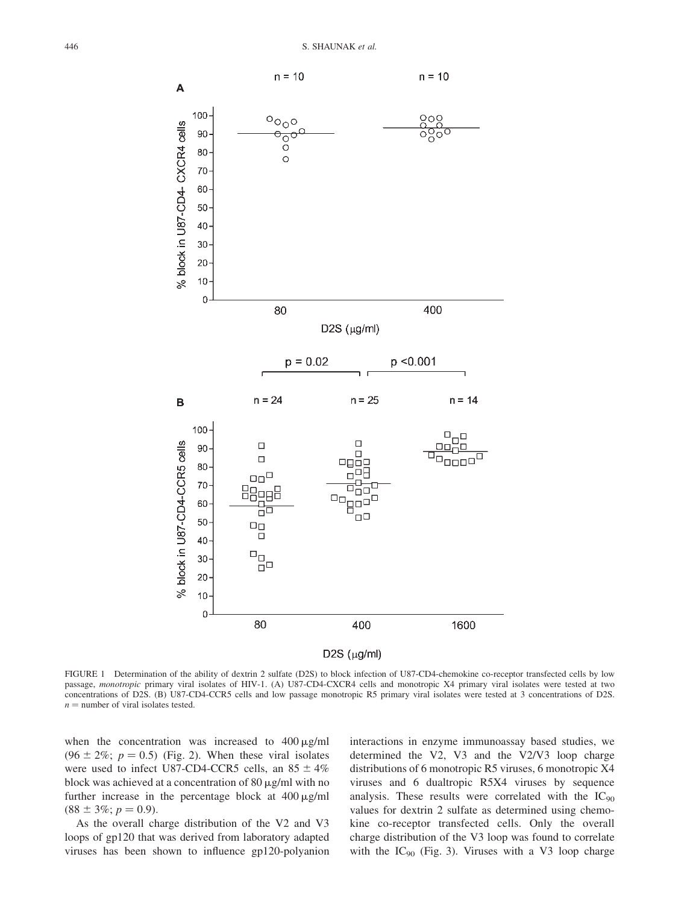FIGURE 1 Determination of the ability of dextrin 2 sulfate (D2S) to block infection of U87-CD4-chemokine co-receptor transfected cells by low passage, *monotropic* primary viral isolates of HIV-1. (A) U87-CD4-CXCR4 cells and monotropic X4 primary viral isolates were tested at two concentrations of D2S. (B) U87-CD4-CCR5 cells and low passage monotropic R5 primary viral isolates were tested at 3 concentrations of D2S. $n$ = number of viral isolates tested.

when the concentration was increased to 400 μg/ml (96 ± 2%; $p = 0.5$) (Fig. 2). When these viral isolates were used to infect U87-CD4-CCR5 cells, an 85 ± 4% block was achieved at a concentration of 80 μg/ml with no further increase in the percentage block at 400 μg/ml (88 ± 3%; $p = 0.9$).

As the overall charge distribution of the V2 and V3 loops of gp120 that was derived from laboratory adapted viruses has been shown to influence gp120-polyanion interactions in enzyme immunoassay based studies, we determined the V2, V3 and the V2/V3 loop charge distributions of 6 monotropic R5 viruses, 6 monotropic X4 viruses and 6 dualtropic R5X4 viruses by sequence analysis. These results were correlated with the $IC_{90}$ values for dextrin 2 sulfate as determined using chemokine co-receptor transfected cells. Only the overall charge distribution of the V3 loop was found to correlate with the $IC_{90}$ (Fig. 3). Viruses with a V3 loop charge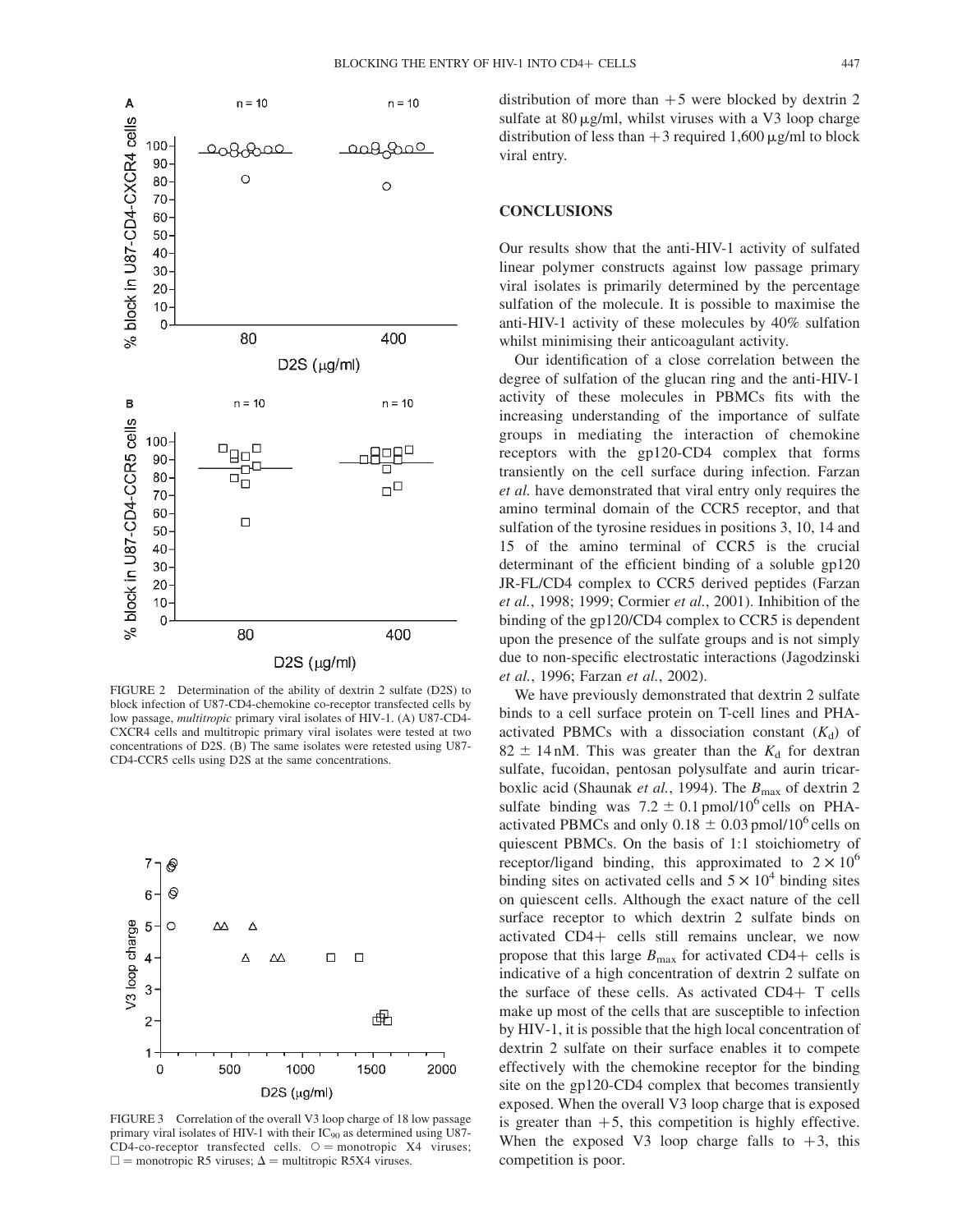FIGURE 2 Determination of the ability of dextrin 2 sulfate (D2S) to block infection of U87-CD4-chemokine co-receptor transfected cells by low passage, *multitropic* primary viral isolates of HIV-1. (A) U87-CD4-CXCR4 cells and multitropic primary viral isolates were tested at two concentrations of D2S. (B) The same isolates were retested using U87-CD4-CCR5 cells using D2S at the same concentrations.

FIGURE 3 Correlation of the overall V3 loop charge of 18 low passage primary viral isolates of HIV-1 with their $IC_{90}$ as determined using U87-CD4-co-receptor transfected cells. ○ = monotropic X4 viruses; □ = monotropic R5 viruses; Δ = multitropic R5X4 viruses.

distribution of more than +5 were blocked by dextrin 2 sulfate at 80 μg/ml, whilst viruses with a V3 loop charge distribution of less than +3 required 1,600 μg/ml to block viral entry.

## CONCLUSIONS

Our results show that the anti-HIV-1 activity of sulfated linear polymer constructs against low passage primary viral isolates is primarily determined by the percentage sulfation of the molecule. It is possible to maximise the anti-HIV-1 activity of these molecules by 40% sulfation whilst minimising their anticoagulant activity.

Our identification of a close correlation between the degree of sulfation of the glucan ring and the anti-HIV-1 activity of these molecules in PBMCs fits with the increasing understanding of the importance of sulfate groups in mediating the interaction of chemokine receptors with the gp120-CD4 complex that forms transiently on the cell surface during infection. Farzan *et al.* have demonstrated that viral entry only requires the amino terminal domain of the CCR5 receptor, and that sulfation of the tyrosine residues in positions 3, 10, 14 and 15 of the amino terminal of CCR5 is the crucial determinant of the efficient binding of a soluble gp120 JR-FL/CD4 complex to CCR5 derived peptides (Farzan *et al.*, 1998; 1999; Cormier *et al.*, 2001). Inhibition of the binding of the gp120/CD4 complex to CCR5 is dependent upon the presence of the sulfate groups and is not simply due to non-specific electrostatic interactions (Jagodzinski *et al.*, 1996; Farzan *et al.*, 2002).

We have previously demonstrated that dextrin 2 sulfate binds to a cell surface protein on T-cell lines and PHA-activated PBMCs with a dissociation constant ($K_d$) of 82 ± 14 nM. This was greater than the $K_d$ for dextran sulfate, fucoidan, pentosan polysulfate and aurin tricarboxlic acid (Shaunak *et al.*, 1994). The $B_{max}$ of dextrin 2 sulfate binding was 7.2 ± 0.1 pmol/$10^6$ cells on PHA-activated PBMCs and only 0.18 ± 0.03 pmol/$10^6$ cells on quiescent PBMCs. On the basis of 1:1 stoichiometry of receptor/ligand binding, this approximated to $2 \times 10^6$ binding sites on activated cells and $5 \times 10^4$ binding sites on quiescent cells. Although the exact nature of the cell surface receptor to which dextrin 2 sulfate binds on activated CD4+ cells still remains unclear, we now propose that this large $B_{max}$ for activated CD4+ cells is indicative of a high concentration of dextrin 2 sulfate on the surface of these cells. As activated CD4+ T cells make up most of the cells that are susceptible to infection by HIV-1, it is possible that the high local concentration of dextrin 2 sulfate on their surface enables it to compete effectively with the chemokine receptor for the binding site on the gp120-CD4 complex that becomes transiently exposed. When the overall V3 loop charge that is exposed is greater than +5, this competition is highly effective. When the exposed V3 loop charge falls to +3, this competition is poor.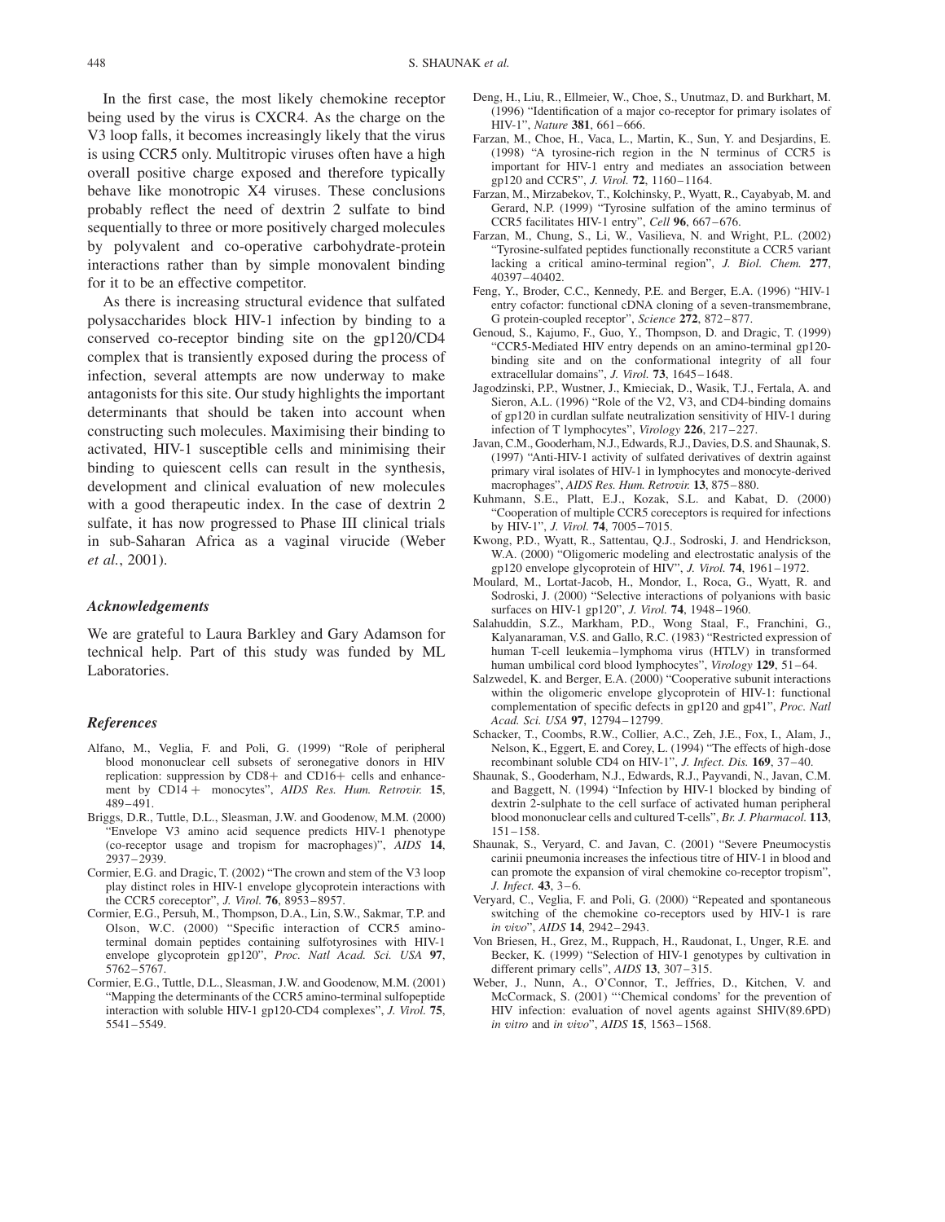In the first case, the most likely chemokine receptor being used by the virus is CXCR4. As the charge on the V3 loop falls, it becomes increasingly likely that the virus is using CCR5 only. Multitropic viruses often have a high overall positive charge exposed and therefore typically behave like monotropic X4 viruses. These conclusions probably reflect the need of dextrin 2 sulfate to bind sequentially to three or more positively charged molecules by polyvalent and co-operative carbohydrate-protein interactions rather than by simple monovalent binding for it to be an effective competitor.

As there is increasing structural evidence that sulfated polysaccharides block HIV-1 infection by binding to a conserved co-receptor binding site on the gp120/CD4 complex that is transiently exposed during the process of infection, several attempts are now underway to make antagonists for this site. Our study highlights the important determinants that should be taken into account when constructing such molecules. Maximising their binding to activated, HIV-1 susceptible cells and minimising their binding to quiescent cells can result in the synthesis, development and clinical evaluation of new molecules with a good therapeutic index. In the case of dextrin 2 sulfate, it has now progressed to Phase III clinical trials in sub-Saharan Africa as a vaginal virucide (Weber *et al.*, 2001).

### *Acknowledgements*

We are grateful to Laura Barkley and Gary Adamson for technical help. Part of this study was funded by ML Laboratories.

### *References*

- Alfano, M., Veglia, F. and Poli, G. (1999) "Role of peripheral blood mononuclear cell subsets of seronegative donors in HIV replication: suppression by CD8+ and CD16+ cells and enhancement by CD14 + monocytes", *AIDS Res. Hum. Retrovir.* **15**, 489–491.
- Briggs, D.R., Tuttle, D.L., Sleasman, J.W. and Goodenow, M.M. (2000) "Envelope V3 amino acid sequence predicts HIV-1 phenotype (co-receptor usage and tropism for macrophages)", *AIDS* **14**, 2937–2939.
- Cormier, E.G. and Dragic, T. (2002) "The crown and stem of the V3 loop play distinct roles in HIV-1 envelope glycoprotein interactions with the CCR5 coreceptor", *J. Virol.* **76**, 8953–8957.
- Cormier, E.G., Persuh, M., Thompson, D.A., Lin, S.W., Sakmar, T.P. and Olson, W.C. (2000) "Specific interaction of CCR5 amino-terminal domain peptides containing sulfotyrosines with HIV-1 envelope glycoprotein gp120", *Proc. Natl Acad. Sci. USA* **97**, 5762–5767.
- Cormier, E.G., Tuttle, D.L., Sleasman, J.W. and Goodenow, M.M. (2001) "Mapping the determinants of the CCR5 amino-terminal sulfopeptide interaction with soluble HIV-1 gp120-CD4 complexes", *J. Virol.* **75**, 5541–5549.
- Deng, H., Liu, R., Ellmeier, W., Choe, S., Unutmaz, D. and Burkhart, M. (1996) "Identification of a major co-receptor for primary isolates of HIV-1", *Nature* **381**, 661–666.
- Farzan, M., Choe, H., Vaca, L., Martin, K., Sun, Y. and Desjardins, E. (1998) "A tyrosine-rich region in the N terminus of CCR5 is important for HIV-1 entry and mediates an association between gp120 and CCR5", *J. Virol.* **72**, 1160–1164.
- Farzan, M., Mirzabekov, T., Kolchinsky, P., Wyatt, R., Cayabyab, M. and Gerard, N.P. (1999) "Tyrosine sulfation of the amino terminus of CCR5 facilitates HIV-1 entry", *Cell* **96**, 667–676.
- Farzan, M., Chung, S., Li, W., Vasilieva, N. and Wright, P.L. (2002) "Tyrosine-sulfated peptides functionally reconstitute a CCR5 variant lacking a critical amino-terminal region", *J. Biol. Chem.* **277**, 40397–40402.
- Feng, Y., Broder, C.C., Kennedy, P.E. and Berger, E.A. (1996) "HIV-1 entry cofactor: functional cDNA cloning of a seven-transmembrane, G protein-coupled receptor", *Science* **272**, 872–877.
- Genoud, S., Kajumo, F., Guo, Y., Thompson, D. and Dragic, T. (1999) "CCR5-Mediated HIV entry depends on an amino-terminal gp120-binding site and on the conformational integrity of all four extracellular domains", *J. Virol.* **73**, 1645–1648.
- Jagodzinski, P.P., Wustner, J., Kmieciak, D., Wasik, T.J., Fertala, A. and Sieron, A.L. (1996) "Role of the V2, V3, and CD4-binding domains of gp120 in curdlan sulfate neutralization sensitivity of HIV-1 during infection of T lymphocytes", *Virology* **226**, 217–227.
- Javan, C.M., Gooderham, N.J., Edwards, R.J., Davies, D.S. and Shaunak, S. (1997) "Anti-HIV-1 activity of sulfated derivatives of dextrin against primary viral isolates of HIV-1 in lymphocytes and monocyte-derived macrophages", *AIDS Res. Hum. Retrovir.* **13**, 875–880.
- Kuhmann, S.E., Platt, E.J., Kozak, S.L. and Kabat, D. (2000) "Cooperation of multiple CCR5 coreceptors is required for infections by HIV-1", *J. Virol.* **74**, 7005–7015.
- Kwong, P.D., Wyatt, R., Sattentau, Q.J., Sodroski, J. and Hendrickson, W.A. (2000) "Oligomeric modeling and electrostatic analysis of the gp120 envelope glycoprotein of HIV", *J. Virol.* **74**, 1961–1972.
- Moulard, M., Lortat-Jacob, H., Mondor, I., Roca, G., Wyatt, R. and Sodroski, J. (2000) "Selective interactions of polyanions with basic surfaces on HIV-1 gp120", *J. Virol.* **74**, 1948–1960.
- Salahuddin, S.Z., Markham, P.D., Wong Staal, F., Franchini, G., Kalyanaraman, V.S. and Gallo, R.C. (1983) "Restricted expression of human T-cell leukemia–lymphoma virus (HTLV) in transformed human umbilical cord blood lymphocytes", *Virology* **129**, 51–64.
- Salzwedel, K. and Berger, E.A. (2000) "Cooperative subunit interactions within the oligomeric envelope glycoprotein of HIV-1: functional complementation of specific defects in gp120 and gp41", *Proc. Natl Acad. Sci. USA* **97**, 12794–12799.
- Schacker, T., Coombs, R.W., Collier, A.C., Zeh, J.E., Fox, I., Alam, J., Nelson, K., Eggert, E. and Corey, L. (1994) "The effects of high-dose recombinant soluble CD4 on HIV-1", *J. Infect. Dis.* **169**, 37–40.
- Shaunak, S., Gooderham, N.J., Edwards, R.J., Payvandi, N., Javan, C.M. and Baggett, N. (1994) "Infection by HIV-1 blocked by binding of dextrin 2-sulphate to the cell surface of activated human peripheral blood mononuclear cells and cultured T-cells", *Br. J. Pharmacol.* **113**, 151–158.
- Shaunak, S., Veryard, C. and Javan, C. (2001) "Severe Pneumocystis carinii pneumonia increases the infectious titre of HIV-1 in blood and can promote the expansion of viral chemokine co-receptor tropism", *J. Infect.* **43**, 3–6.
- Veryard, C., Veglia, F. and Poli, G. (2000) "Repeated and spontaneous switching of the chemokine co-receptors used by HIV-1 is rare *in vivo*", *AIDS* **14**, 2942–2943.
- Von Briesen, H., Grez, M., Ruppach, H., Raudonat, I., Unger, R.E. and Becker, K. (1999) "Selection of HIV-1 genotypes by cultivation in different primary cells", *AIDS* **13**, 307–315.
- Weber, J., Nunn, A., O'Connor, T., Jeffries, D., Kitchen, V. and McCormack, S. (2001) "'Chemical condoms' for the prevention of HIV infection: evaluation of novel agents against SHIV(89.6PD) *in vitro* and *in vivo*", *AIDS* **15**, 1563–1568.